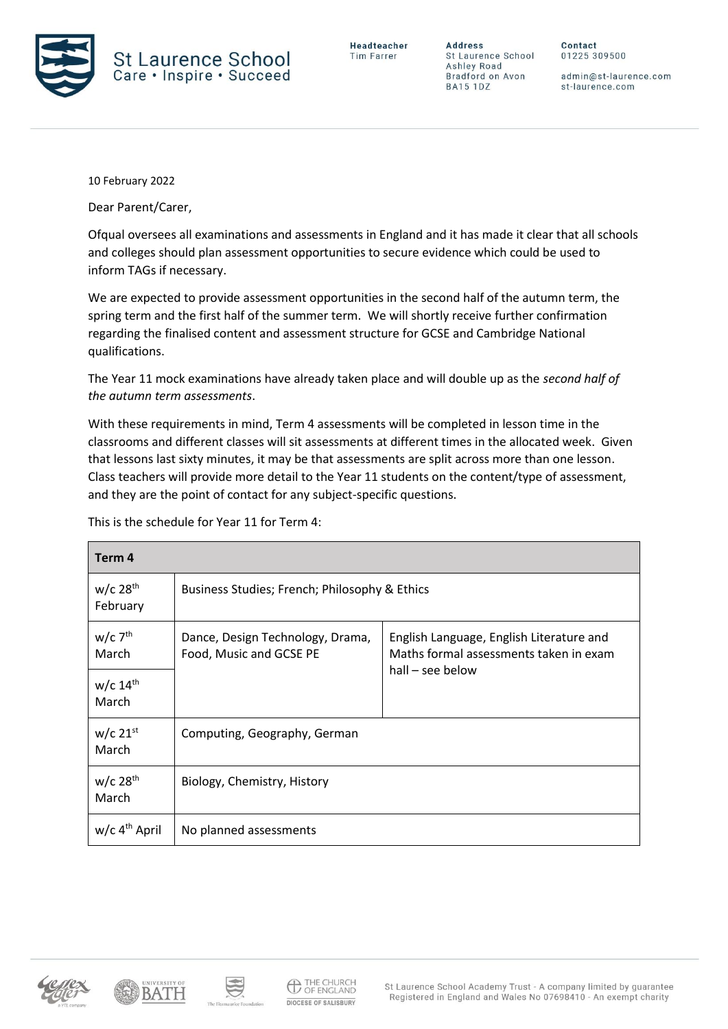St Laurence School
Care • Inspire • Succeed

**Headteacher**
Tim Farrer

**Address**
St Laurence School
Ashley Road
Bradford on Avon
BA15 1DZ

**Contact**
01225 309500

admin@st-laurence.com
st-laurence.com

10 February 2022

Dear Parent/Carer,

Ofqual oversees all examinations and assessments in England and it has made it clear that all schools and colleges should plan assessment opportunities to secure evidence which could be used to inform TAGs if necessary.

We are expected to provide assessment opportunities in the second half of the autumn term, the spring term and the first half of the summer term. We will shortly receive further confirmation regarding the finalised content and assessment structure for GCSE and Cambridge National qualifications.

The Year 11 mock examinations have already taken place and will double up as the *second half of the autumn term assessments*.

With these requirements in mind, Term 4 assessments will be completed in lesson time in the classrooms and different classes will sit assessments at different times in the allocated week. Given that lessons last sixty minutes, it may be that assessments are split across more than one lesson. Class teachers will provide more detail to the Year 11 students on the content/type of assessment, and they are the point of contact for any subject-specific questions.

This is the schedule for Year 11 for Term 4:

| **Term 4** | | |
|---|---|---|
| w/c 28th February | Business Studies; French; Philosophy & Ethics | |
| w/c 7th March | Dance, Design Technology, Drama, Food, Music and GCSE PE | English Language, English Literature and Maths formal assessments taken in exam hall – see below |
| w/c 14th March | | |
| w/c 21st March | Computing, Geography, German | |
| w/c 28th March | Biology, Chemistry, History | |
| w/c 4th April | No planned assessments | |

St Laurence School Academy Trust - A company limited by guarantee
Registered in England and Wales No 07698410 - An exempt charity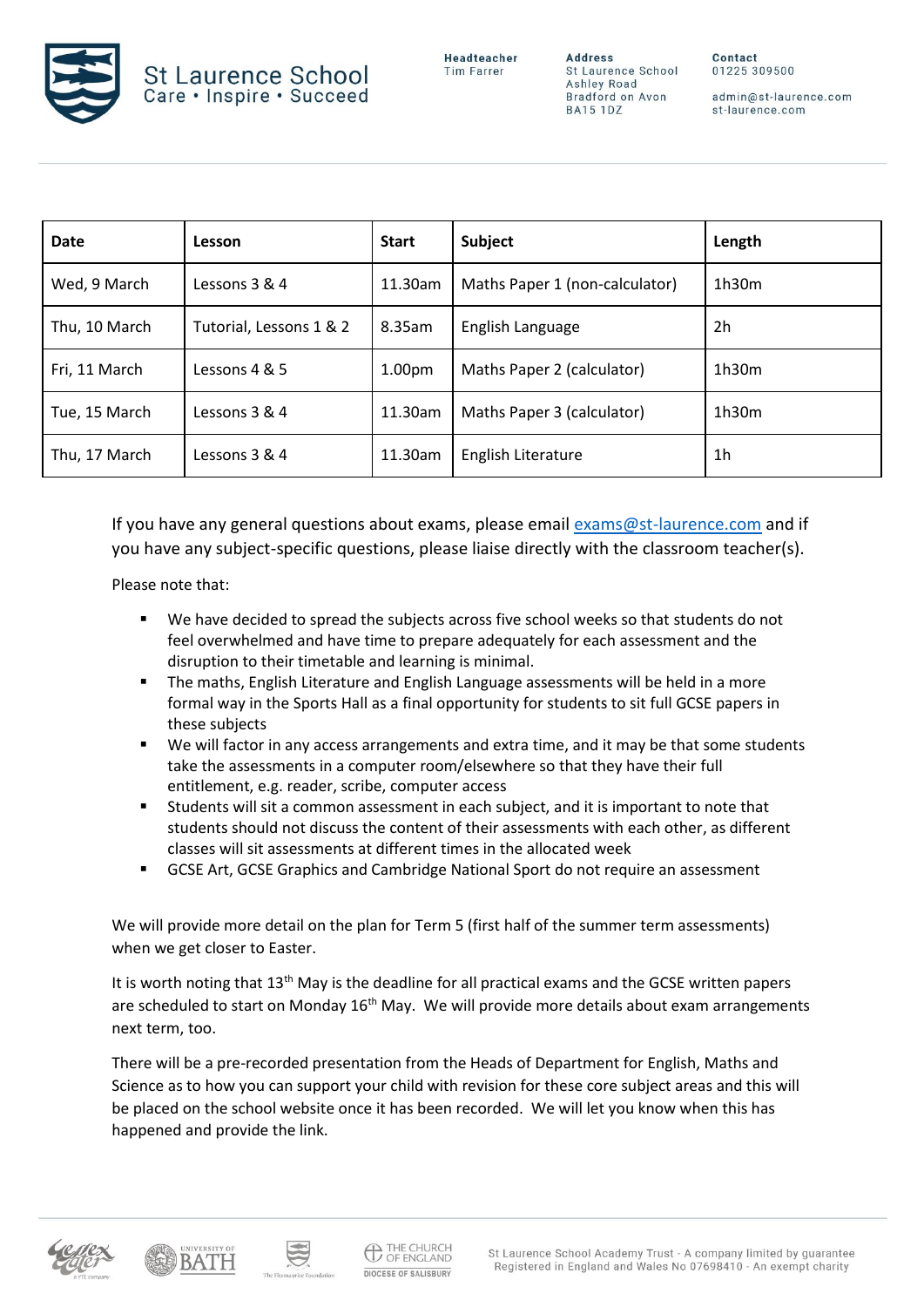| Date | Lesson | Start | Subject | Length |
|---|---|---|---|---|
| Wed, 9 March | Lessons 3 & 4 | 11.30am | Maths Paper 1 (non-calculator) | 1h30m |
| Thu, 10 March | Tutorial, Lessons 1 & 2 | 8.35am | English Language | 2h |
| Fri, 11 March | Lessons 4 & 5 | 1.00pm | Maths Paper 2 (calculator) | 1h30m |
| Tue, 15 March | Lessons 3 & 4 | 11.30am | Maths Paper 3 (calculator) | 1h30m |
| Thu, 17 March | Lessons 3 & 4 | 11.30am | English Literature | 1h |

If you have any general questions about exams, please email exams@st-laurence.com and if you have any subject-specific questions, please liaise directly with the classroom teacher(s).

Please note that:

- We have decided to spread the subjects across five school weeks so that students do not feel overwhelmed and have time to prepare adequately for each assessment and the disruption to their timetable and learning is minimal.
- The maths, English Literature and English Language assessments will be held in a more formal way in the Sports Hall as a final opportunity for students to sit full GCSE papers in these subjects
- We will factor in any access arrangements and extra time, and it may be that some students take the assessments in a computer room/elsewhere so that they have their full entitlement, e.g. reader, scribe, computer access
- Students will sit a common assessment in each subject, and it is important to note that students should not discuss the content of their assessments with each other, as different classes will sit assessments at different times in the allocated week
- GCSE Art, GCSE Graphics and Cambridge National Sport do not require an assessment

We will provide more detail on the plan for Term 5 (first half of the summer term assessments) when we get closer to Easter.

It is worth noting that 13th May is the deadline for all practical exams and the GCSE written papers are scheduled to start on Monday 16th May. We will provide more details about exam arrangements next term, too.

There will be a pre-recorded presentation from the Heads of Department for English, Maths and Science as to how you can support your child with revision for these core subject areas and this will be placed on the school website once it has been recorded. We will let you know when this has happened and provide the link.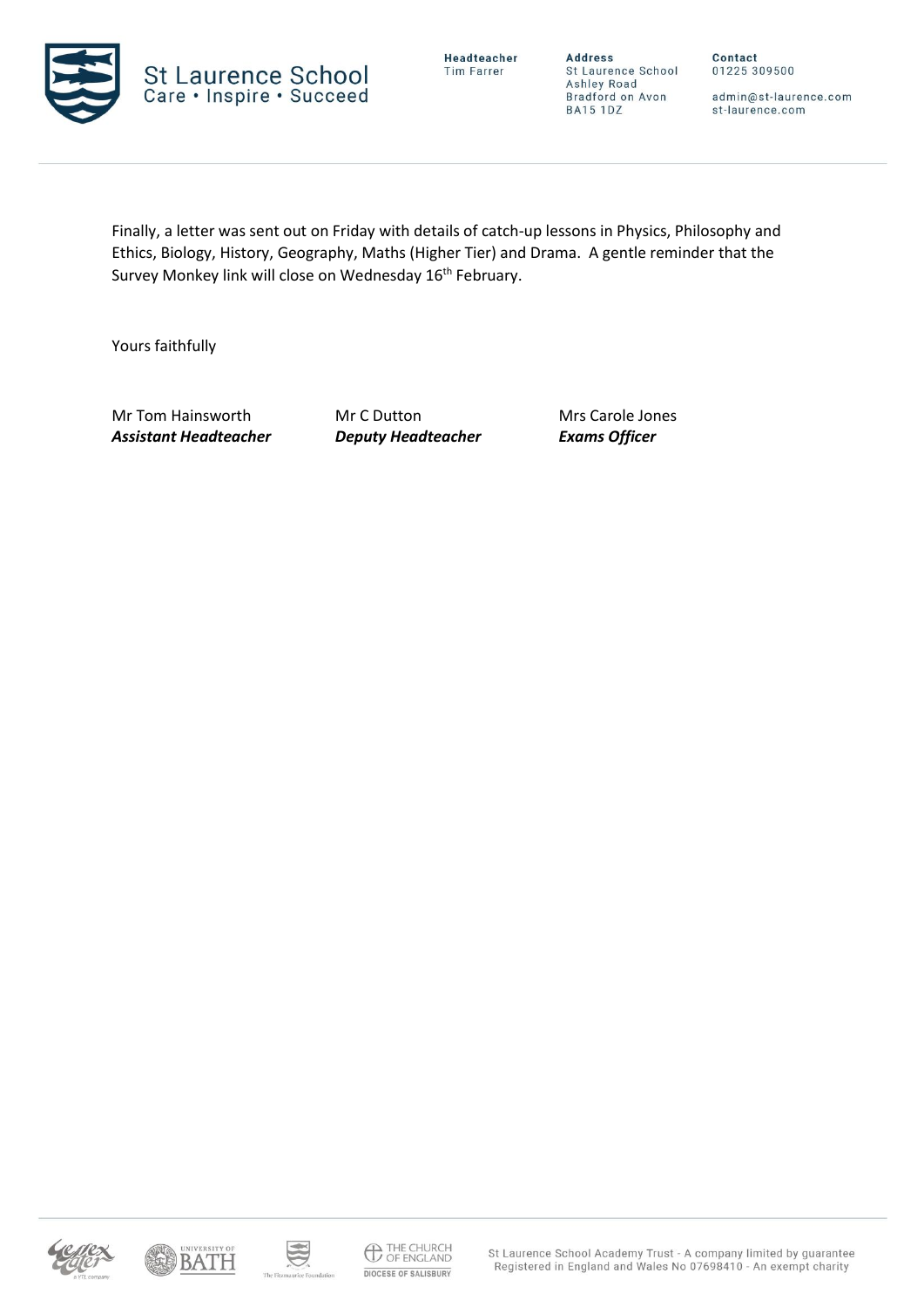Finally, a letter was sent out on Friday with details of catch-up lessons in Physics, Philosophy and Ethics, Biology, History, Geography, Maths (Higher Tier) and Drama. A gentle reminder that the Survey Monkey link will close on Wednesday 16th February.

Yours faithfully

| | | |
|---|---|---|
| Mr Tom Hainsworth | Mr C Dutton | Mrs Carole Jones |
| ***Assistant Headteacher*** | ***Deputy Headteacher*** | ***Exams Officer*** |